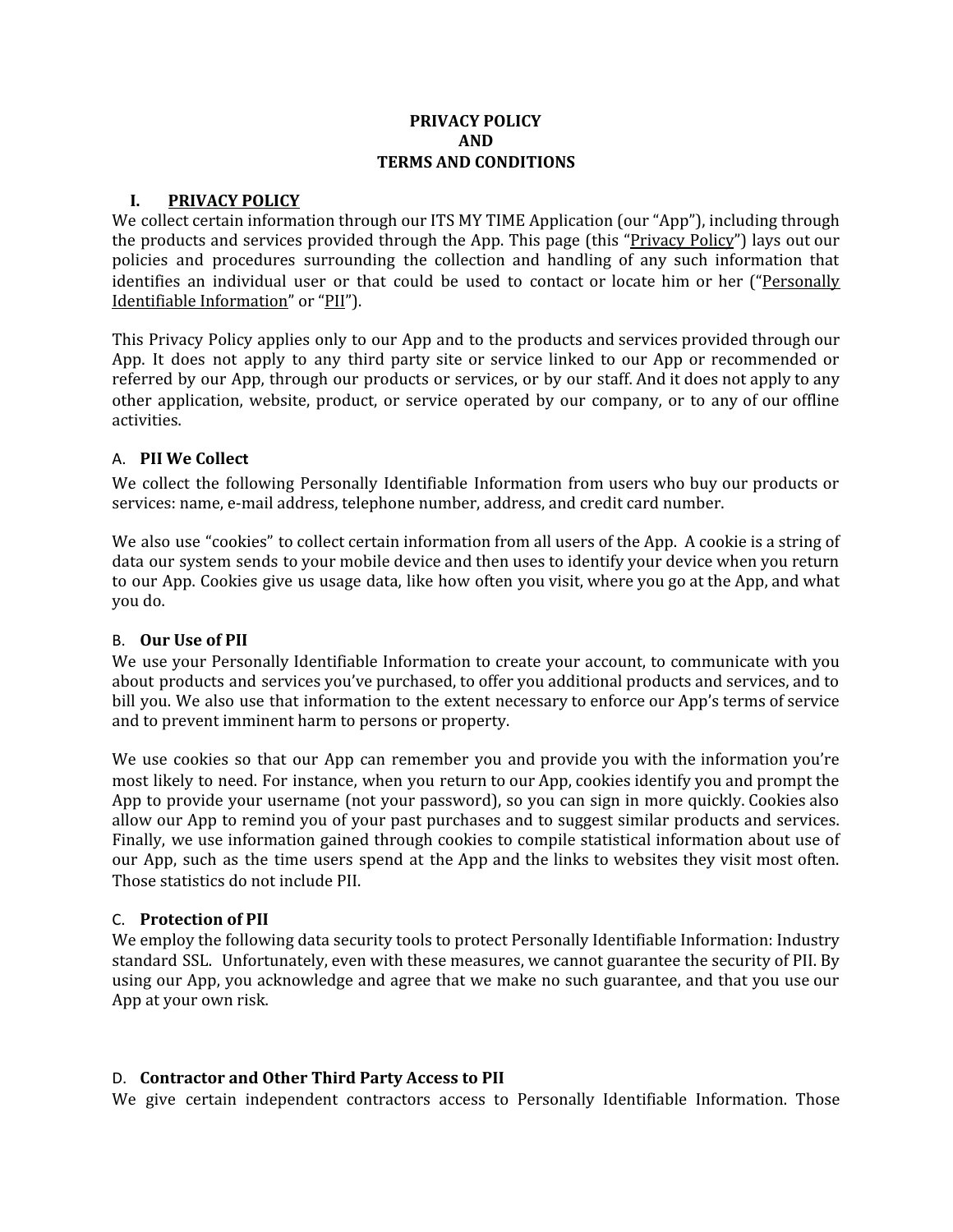# PRIVACY POLICY
# AND
# TERMS AND CONDITIONS

## I. PRIVACY POLICY

We collect certain information through our ITS MY TIME Application (our "App"), including through the products and services provided through the App. This page (this "Privacy Policy") lays out our policies and procedures surrounding the collection and handling of any such information that identifies an individual user or that could be used to contact or locate him or her ("Personally Identifiable Information" or "PII").

This Privacy Policy applies only to our App and to the products and services provided through our App. It does not apply to any third party site or service linked to our App or recommended or referred by our App, through our products or services, or by our staff. And it does not apply to any other application, website, product, or service operated by our company, or to any of our offline activities.

### A. PII We Collect

We collect the following Personally Identifiable Information from users who buy our products or services: name, e-mail address, telephone number, address, and credit card number.

We also use "cookies" to collect certain information from all users of the App. A cookie is a string of data our system sends to your mobile device and then uses to identify your device when you return to our App. Cookies give us usage data, like how often you visit, where you go at the App, and what you do.

### B. Our Use of PII

We use your Personally Identifiable Information to create your account, to communicate with you about products and services you've purchased, to offer you additional products and services, and to bill you. We also use that information to the extent necessary to enforce our App's terms of service and to prevent imminent harm to persons or property.

We use cookies so that our App can remember you and provide you with the information you're most likely to need. For instance, when you return to our App, cookies identify you and prompt the App to provide your username (not your password), so you can sign in more quickly. Cookies also allow our App to remind you of your past purchases and to suggest similar products and services. Finally, we use information gained through cookies to compile statistical information about use of our App, such as the time users spend at the App and the links to websites they visit most often. Those statistics do not include PII.

### C. Protection of PII

We employ the following data security tools to protect Personally Identifiable Information: Industry standard SSL. Unfortunately, even with these measures, we cannot guarantee the security of PII. By using our App, you acknowledge and agree that we make no such guarantee, and that you use our App at your own risk.

### D. Contractor and Other Third Party Access to PII

We give certain independent contractors access to Personally Identifiable Information. Those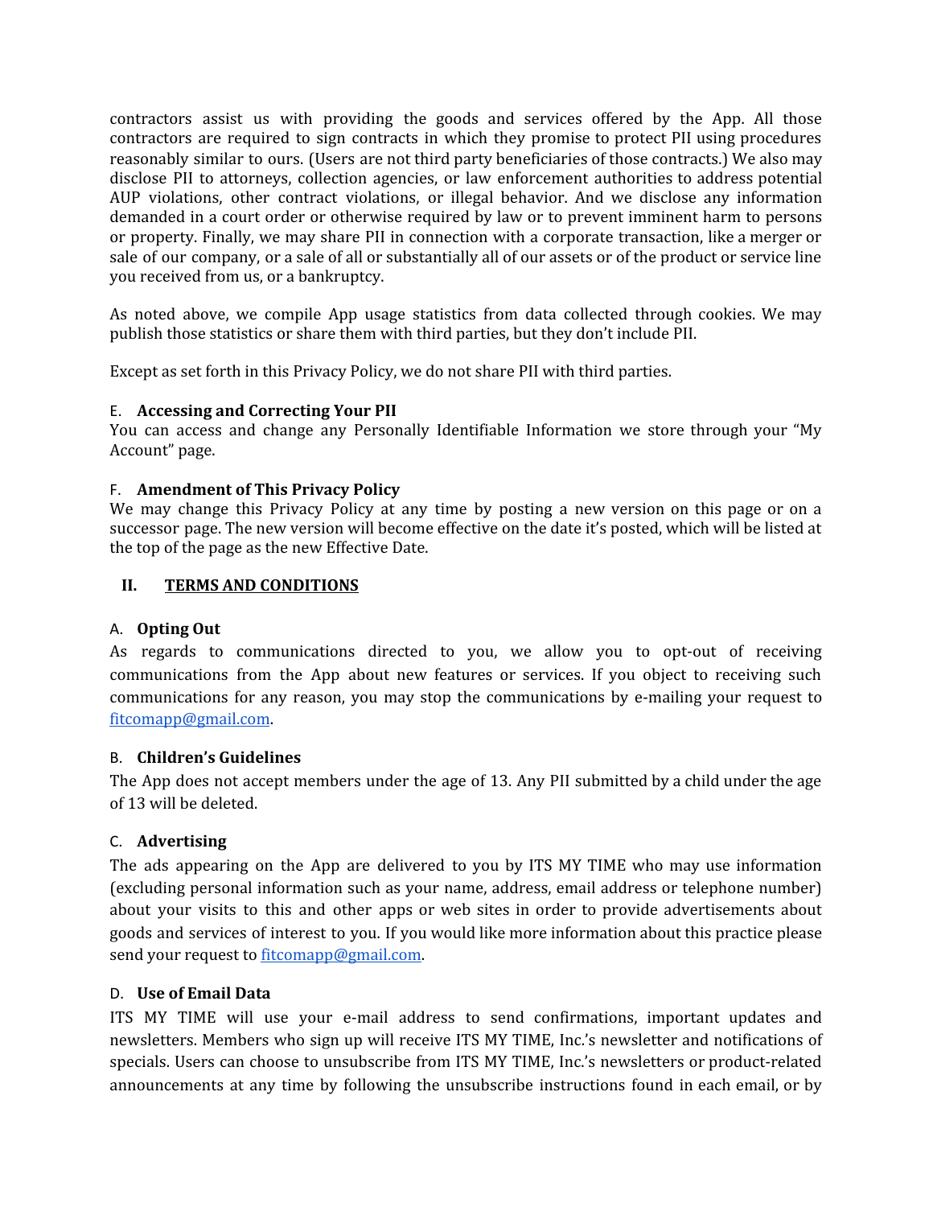contractors assist us with providing the goods and services offered by the App. All those contractors are required to sign contracts in which they promise to protect PII using procedures reasonably similar to ours. (Users are not third party beneficiaries of those contracts.) We also may disclose PII to attorneys, collection agencies, or law enforcement authorities to address potential AUP violations, other contract violations, or illegal behavior. And we disclose any information demanded in a court order or otherwise required by law or to prevent imminent harm to persons or property. Finally, we may share PII in connection with a corporate transaction, like a merger or sale of our company, or a sale of all or substantially all of our assets or of the product or service line you received from us, or a bankruptcy.

As noted above, we compile App usage statistics from data collected through cookies. We may publish those statistics or share them with third parties, but they don't include PII.

Except as set forth in this Privacy Policy, we do not share PII with third parties.

### E. Accessing and Correcting Your PII

You can access and change any Personally Identifiable Information we store through your "My Account" page.

### F. Amendment of This Privacy Policy

We may change this Privacy Policy at any time by posting a new version on this page or on a successor page. The new version will become effective on the date it's posted, which will be listed at the top of the page as the new Effective Date.

## II. TERMS AND CONDITIONS

### A. Opting Out

As regards to communications directed to you, we allow you to opt-out of receiving communications from the App about new features or services. If you object to receiving such communications for any reason, you may stop the communications by e-mailing your request to fitcomapp@gmail.com.

### B. Children's Guidelines

The App does not accept members under the age of 13. Any PII submitted by a child under the age of 13 will be deleted.

### C. Advertising

The ads appearing on the App are delivered to you by ITS MY TIME who may use information (excluding personal information such as your name, address, email address or telephone number) about your visits to this and other apps or web sites in order to provide advertisements about goods and services of interest to you. If you would like more information about this practice please send your request to fitcomapp@gmail.com.

### D. Use of Email Data

ITS MY TIME will use your e-mail address to send confirmations, important updates and newsletters. Members who sign up will receive ITS MY TIME, Inc.'s newsletter and notifications of specials. Users can choose to unsubscribe from ITS MY TIME, Inc.'s newsletters or product-related announcements at any time by following the unsubscribe instructions found in each email, or by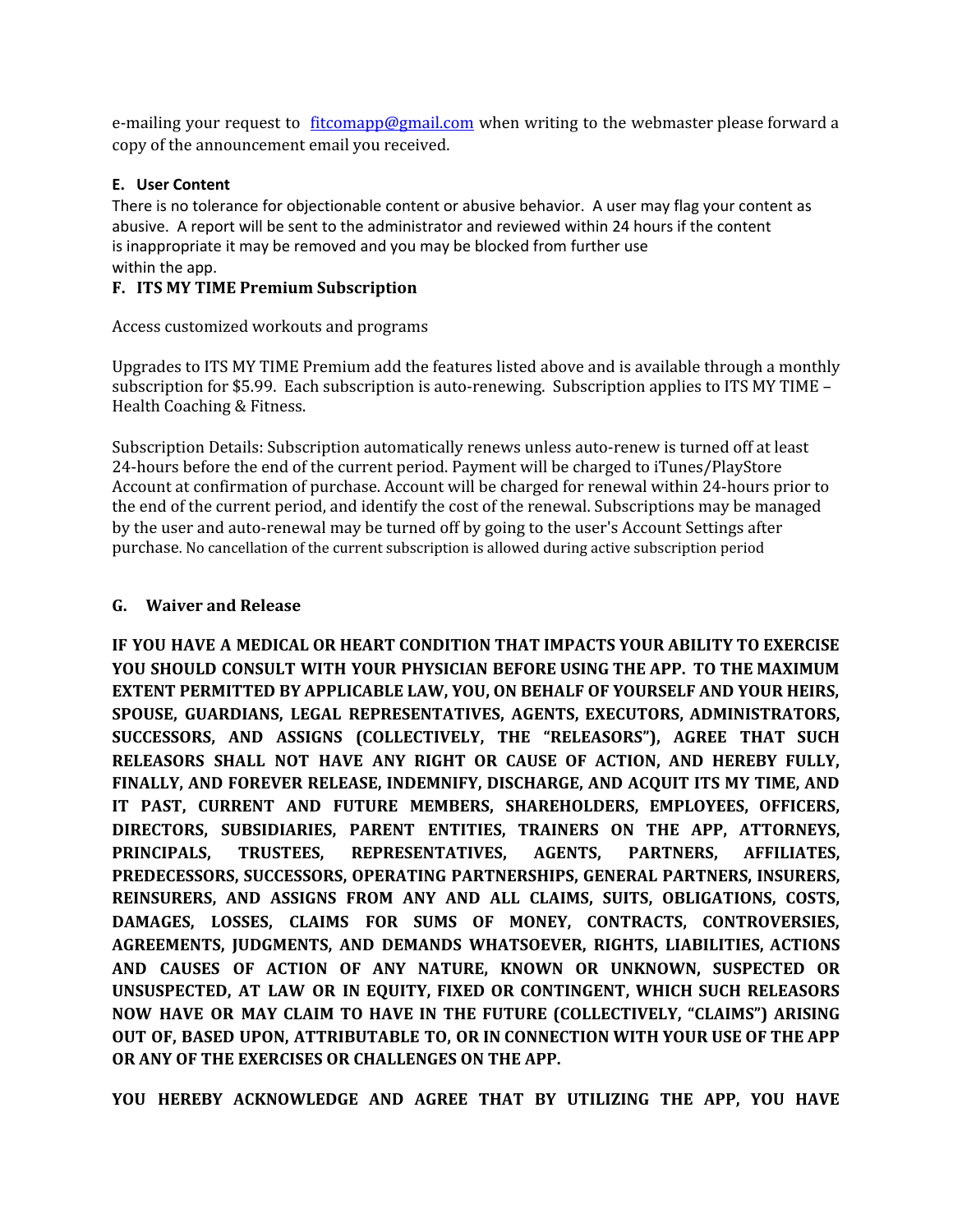e-mailing your request to [fitcomapp@gmail.com](mailto:fitcomapp@gmail.com) when writing to the webmaster please forward a copy of the announcement email you received.

**E. User Content**

There is no tolerance for objectionable content or abusive behavior. A user may flag your content as abusive. A report will be sent to the administrator and reviewed within 24 hours if the content is inappropriate it may be removed and you may be blocked from further use within the app.

**F. ITS MY TIME Premium Subscription**

Access customized workouts and programs

Upgrades to ITS MY TIME Premium add the features listed above and is available through a monthly subscription for $5.99. Each subscription is auto-renewing. Subscription applies to ITS MY TIME – Health Coaching & Fitness.

Subscription Details: Subscription automatically renews unless auto-renew is turned off at least 24-hours before the end of the current period. Payment will be charged to iTunes/PlayStore Account at confirmation of purchase. Account will be charged for renewal within 24-hours prior to the end of the current period, and identify the cost of the renewal. Subscriptions may be managed by the user and auto-renewal may be turned off by going to the user's Account Settings after purchase. No cancellation of the current subscription is allowed during active subscription period

**G. Waiver and Release**

**IF YOU HAVE A MEDICAL OR HEART CONDITION THAT IMPACTS YOUR ABILITY TO EXERCISE YOU SHOULD CONSULT WITH YOUR PHYSICIAN BEFORE USING THE APP. TO THE MAXIMUM EXTENT PERMITTED BY APPLICABLE LAW, YOU, ON BEHALF OF YOURSELF AND YOUR HEIRS, SPOUSE, GUARDIANS, LEGAL REPRESENTATIVES, AGENTS, EXECUTORS, ADMINISTRATORS, SUCCESSORS, AND ASSIGNS (COLLECTIVELY, THE "RELEASORS"), AGREE THAT SUCH RELEASORS SHALL NOT HAVE ANY RIGHT OR CAUSE OF ACTION, AND HEREBY FULLY, FINALLY, AND FOREVER RELEASE, INDEMNIFY, DISCHARGE, AND ACQUIT ITS MY TIME, AND IT PAST, CURRENT AND FUTURE MEMBERS, SHAREHOLDERS, EMPLOYEES, OFFICERS, DIRECTORS, SUBSIDIARIES, PARENT ENTITIES, TRAINERS ON THE APP, ATTORNEYS, PRINCIPALS, TRUSTEES, REPRESENTATIVES, AGENTS, PARTNERS, AFFILIATES, PREDECESSORS, SUCCESSORS, OPERATING PARTNERSHIPS, GENERAL PARTNERS, INSURERS, REINSURERS, AND ASSIGNS FROM ANY AND ALL CLAIMS, SUITS, OBLIGATIONS, COSTS, DAMAGES, LOSSES, CLAIMS FOR SUMS OF MONEY, CONTRACTS, CONTROVERSIES, AGREEMENTS, JUDGMENTS, AND DEMANDS WHATSOEVER, RIGHTS, LIABILITIES, ACTIONS AND CAUSES OF ACTION OF ANY NATURE, KNOWN OR UNKNOWN, SUSPECTED OR UNSUSPECTED, AT LAW OR IN EQUITY, FIXED OR CONTINGENT, WHICH SUCH RELEASORS NOW HAVE OR MAY CLAIM TO HAVE IN THE FUTURE (COLLECTIVELY, "CLAIMS") ARISING OUT OF, BASED UPON, ATTRIBUTABLE TO, OR IN CONNECTION WITH YOUR USE OF THE APP OR ANY OF THE EXERCISES OR CHALLENGES ON THE APP.**

**YOU HEREBY ACKNOWLEDGE AND AGREE THAT BY UTILIZING THE APP, YOU HAVE**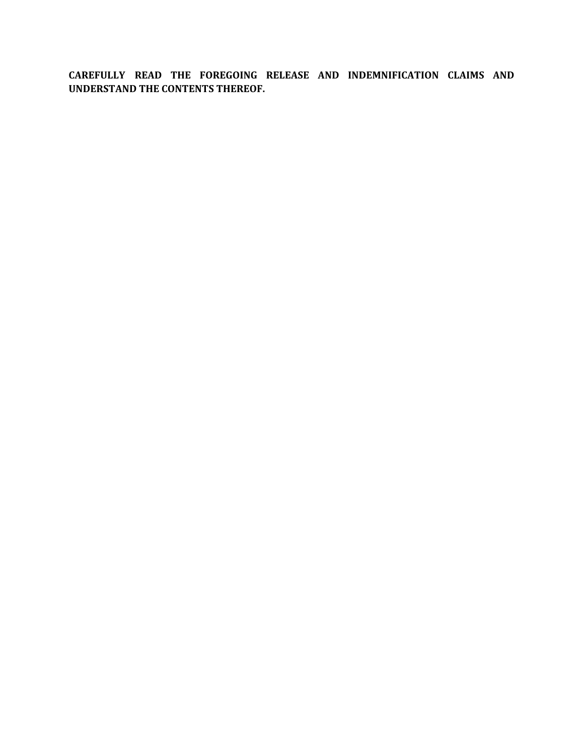**CAREFULLY READ THE FOREGOING RELEASE AND INDEMNIFICATION CLAIMS AND UNDERSTAND THE CONTENTS THEREOF.**